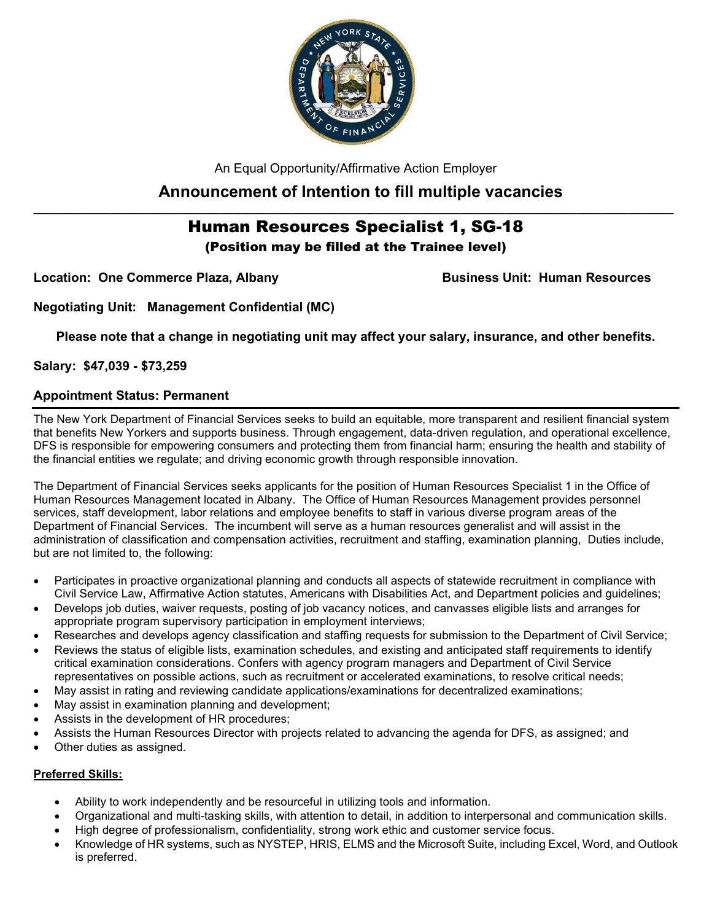An Equal Opportunity/Affirmative Action Employer

# Announcement of Intention to fill multiple vacancies

## Human Resources Specialist 1, SG-18

**(Position may be filled at the Trainee level)**

**Location: One Commerce Plaza, Albany**

**Business Unit: Human Resources**

**Negotiating Unit: Management Confidential (MC)**

**Please note that a change in negotiating unit may affect your salary, insurance, and other benefits.**

**Salary: $47,039 - $73,259**

**Appointment Status: Permanent**

The New York Department of Financial Services seeks to build an equitable, more transparent and resilient financial system that benefits New Yorkers and supports business. Through engagement, data-driven regulation, and operational excellence, DFS is responsible for empowering consumers and protecting them from financial harm; ensuring the health and stability of the financial entities we regulate; and driving economic growth through responsible innovation.

The Department of Financial Services seeks applicants for the position of Human Resources Specialist 1 in the Office of Human Resources Management located in Albany. The Office of Human Resources Management provides personnel services, staff development, labor relations and employee benefits to staff in various diverse program areas of the Department of Financial Services. The incumbent will serve as a human resources generalist and will assist in the administration of classification and compensation activities, recruitment and staffing, examination planning, Duties include, but are not limited to, the following:

- Participates in proactive organizational planning and conducts all aspects of statewide recruitment in compliance with Civil Service Law, Affirmative Action statutes, Americans with Disabilities Act, and Department policies and guidelines;
- Develops job duties, waiver requests, posting of job vacancy notices, and canvasses eligible lists and arranges for appropriate program supervisory participation in employment interviews;
- Researches and develops agency classification and staffing requests for submission to the Department of Civil Service;
- Reviews the status of eligible lists, examination schedules, and existing and anticipated staff requirements to identify critical examination considerations. Confers with agency program managers and Department of Civil Service representatives on possible actions, such as recruitment or accelerated examinations, to resolve critical needs;
- May assist in rating and reviewing candidate applications/examinations for decentralized examinations;
- May assist in examination planning and development;
- Assists in the development of HR procedures;
- Assists the Human Resources Director with projects related to advancing the agenda for DFS, as assigned; and
- Other duties as assigned.

**Preferred Skills:**

- Ability to work independently and be resourceful in utilizing tools and information.
- Organizational and multi-tasking skills, with attention to detail, in addition to interpersonal and communication skills.
- High degree of professionalism, confidentiality, strong work ethic and customer service focus.
- Knowledge of HR systems, such as NYSTEP, HRIS, ELMS and the Microsoft Suite, including Excel, Word, and Outlook is preferred.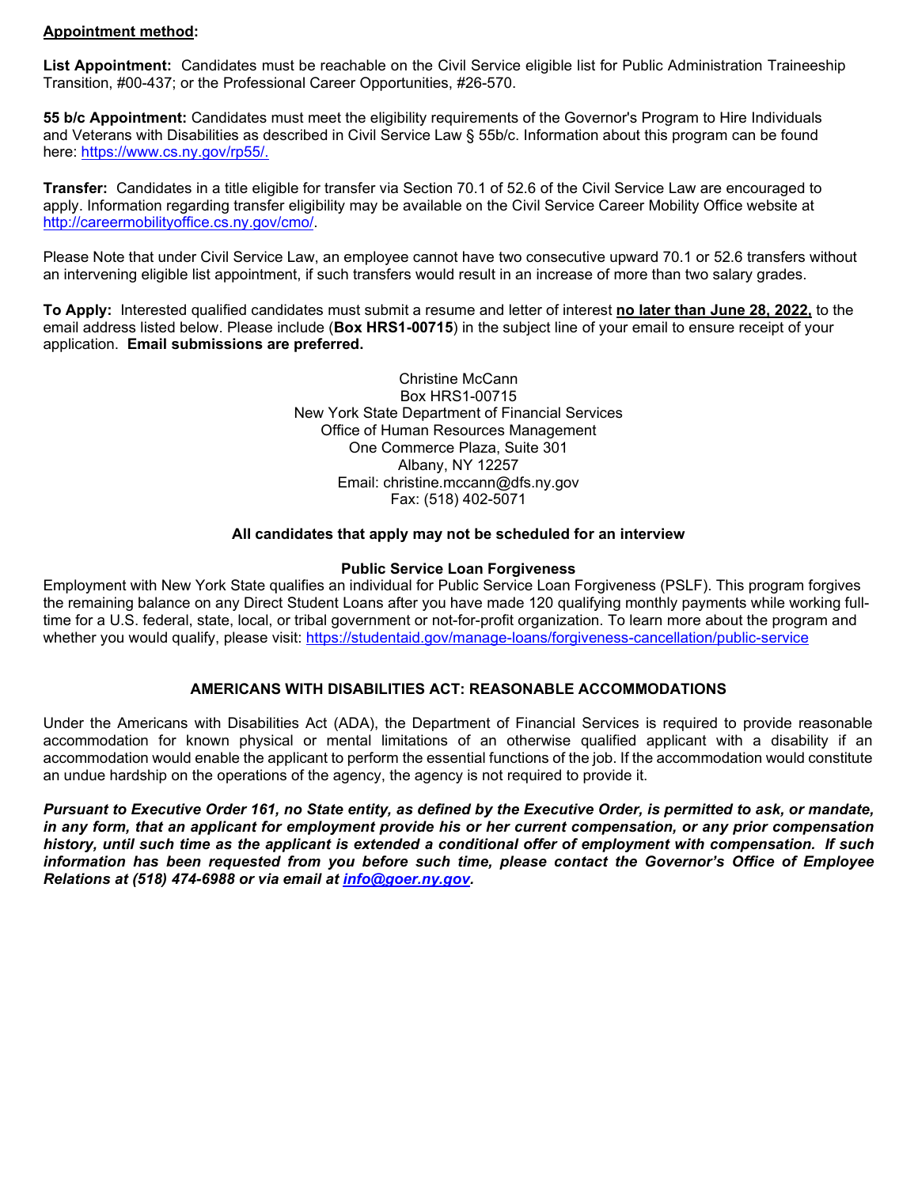**<u>Appointment method</u>:**

**List Appointment:** Candidates must be reachable on the Civil Service eligible list for Public Administration Traineeship Transition, #00-437; or the Professional Career Opportunities, #26-570.

**55 b/c Appointment:** Candidates must meet the eligibility requirements of the Governor's Program to Hire Individuals and Veterans with Disabilities as described in Civil Service Law § 55b/c. Information about this program can be found here: https://www.cs.ny.gov/rp55/.

**Transfer:** Candidates in a title eligible for transfer via Section 70.1 of 52.6 of the Civil Service Law are encouraged to apply. Information regarding transfer eligibility may be available on the Civil Service Career Mobility Office website at http://careermobilityoffice.cs.ny.gov/cmo/.

Please Note that under Civil Service Law, an employee cannot have two consecutive upward 70.1 or 52.6 transfers without an intervening eligible list appointment, if such transfers would result in an increase of more than two salary grades.

**To Apply:** Interested qualified candidates must submit a resume and letter of interest **<u>no later than June 28, 2022,</u>** to the email address listed below. Please include (**Box HRS1-00715**) in the subject line of your email to ensure receipt of your application. **Email submissions are preferred.**

Christine McCann
Box HRS1-00715
New York State Department of Financial Services
Office of Human Resources Management
One Commerce Plaza, Suite 301
Albany, NY 12257
Email: christine.mccann@dfs.ny.gov
Fax: (518) 402-5071

**All candidates that apply may not be scheduled for an interview**

**Public Service Loan Forgiveness**

Employment with New York State qualifies an individual for Public Service Loan Forgiveness (PSLF). This program forgives the remaining balance on any Direct Student Loans after you have made 120 qualifying monthly payments while working full-time for a U.S. federal, state, local, or tribal government or not-for-profit organization. To learn more about the program and whether you would qualify, please visit: https://studentaid.gov/manage-loans/forgiveness-cancellation/public-service

**AMERICANS WITH DISABILITIES ACT: REASONABLE ACCOMMODATIONS**

Under the Americans with Disabilities Act (ADA), the Department of Financial Services is required to provide reasonable accommodation for known physical or mental limitations of an otherwise qualified applicant with a disability if an accommodation would enable the applicant to perform the essential functions of the job. If the accommodation would constitute an undue hardship on the operations of the agency, the agency is not required to provide it.

***Pursuant to Executive Order 161, no State entity, as defined by the Executive Order, is permitted to ask, or mandate, in any form, that an applicant for employment provide his or her current compensation, or any prior compensation history, until such time as the applicant is extended a conditional offer of employment with compensation. If such information has been requested from you before such time, please contact the Governor's Office of Employee Relations at (518) 474-6988 or via email at info@goer.ny.gov.***